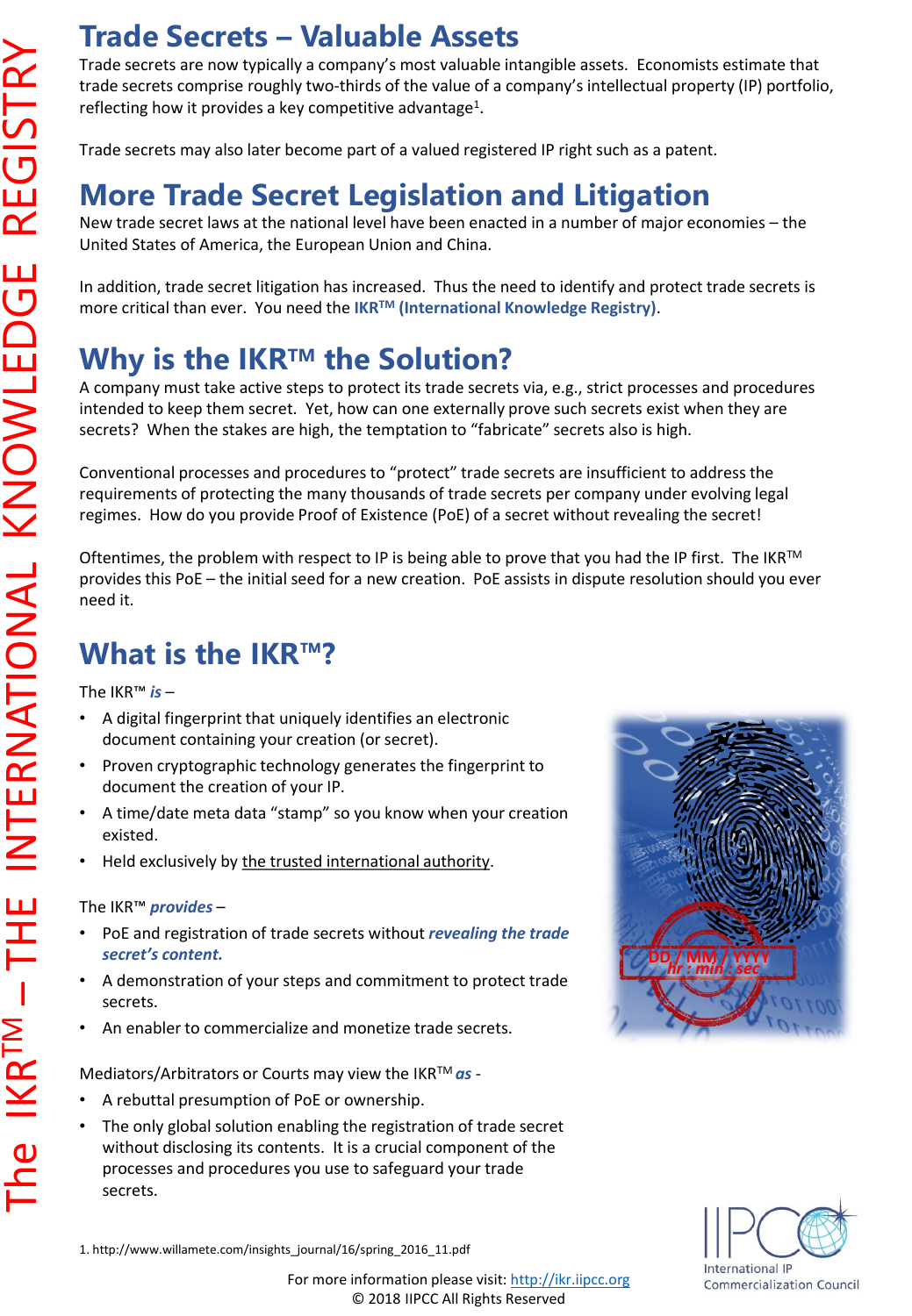The IKR™ – THE INTERNATIONAL KNOWLEDGE REGISTRY

# Trade Secrets – Valuable Assets

Trade secrets are now typically a company's most valuable intangible assets. Economists estimate that trade secrets comprise roughly two-thirds of the value of a company's intellectual property (IP) portfolio, reflecting how it provides a key competitive advantage[1].

Trade secrets may also later become part of a valued registered IP right such as a patent.

# More Trade Secret Legislation and Litigation

New trade secret laws at the national level have been enacted in a number of major economies – the United States of America, the European Union and China.

In addition, trade secret litigation has increased. Thus the need to identify and protect trade secrets is more critical than ever. You need the **IKR™ (International Knowledge Registry)**.

# Why is the IKR™ the Solution?

A company must take active steps to protect its trade secrets via, e.g., strict processes and procedures intended to keep them secret. Yet, how can one externally prove such secrets exist when they are secrets? When the stakes are high, the temptation to "fabricate" secrets also is high.

Conventional processes and procedures to "protect" trade secrets are insufficient to address the requirements of protecting the many thousands of trade secrets per company under evolving legal regimes. How do you provide Proof of Existence (PoE) of a secret without revealing the secret!

Oftentimes, the problem with respect to IP is being able to prove that you had the IP first. The IKR™ provides this PoE – the initial seed for a new creation. PoE assists in dispute resolution should you ever need it.

# What is the IKR™?

The IKR™ ***is*** –

- A digital fingerprint that uniquely identifies an electronic document containing your creation (or secret).
- Proven cryptographic technology generates the fingerprint to document the creation of your IP.
- A time/date meta data "stamp" so you know when your creation existed.
- Held exclusively by the trusted international authority.

The IKR™ ***provides*** –

- PoE and registration of trade secrets without ***revealing the trade secret's content.***
- A demonstration of your steps and commitment to protect trade secrets.
- An enabler to commercialize and monetize trade secrets.

Mediators/Arbitrators or Courts may view the IKR™ ***as*** -

- A rebuttal presumption of PoE or ownership.
- The only global solution enabling the registration of trade secret without disclosing its contents. It is a crucial component of the processes and procedures you use to safeguard your trade secrets.

1. http://www.willamete.com/insights_journal/16/spring_2016_11.pdf

For more information please visit: http://ikr.iipcc.org
© 2018 IIPCC All Rights Reserved

IIPCC International IP Commercialization Council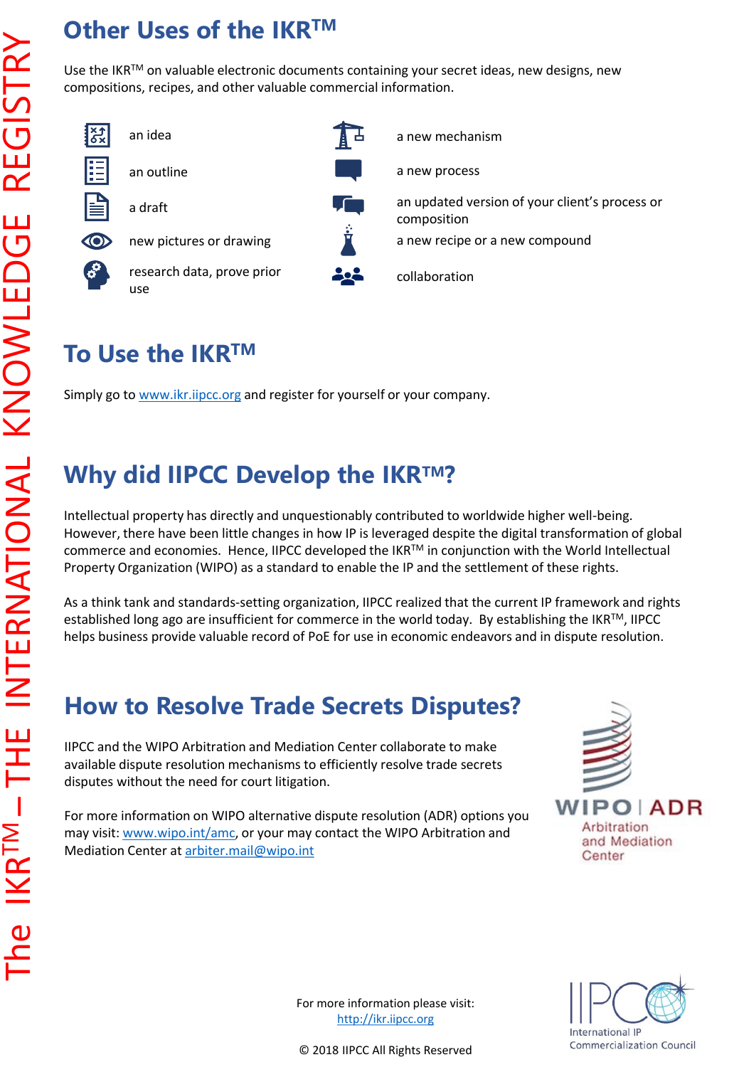## Other Uses of the IKR™

Use the IKR™ on valuable electronic documents containing your secret ideas, new designs, new compositions, recipes, and other valuable commercial information.

- an idea
- an outline
- a draft
- new pictures or drawing
- research data, prove prior use
- a new mechanism
- a new process
- an updated version of your client's process or composition
- a new recipe or a new compound
- collaboration

## To Use the IKR™

Simply go to www.ikr.iipcc.org and register for yourself or your company.

## Why did IIPCC Develop the IKR™?

Intellectual property has directly and unquestionably contributed to worldwide higher well-being. However, there have been little changes in how IP is leveraged despite the digital transformation of global commerce and economies. Hence, IIPCC developed the IKR™ in conjunction with the World Intellectual Property Organization (WIPO) as a standard to enable the IP and the settlement of these rights.

As a think tank and standards-setting organization, IIPCC realized that the current IP framework and rights established long ago are insufficient for commerce in the world today. By establishing the IKR™, IIPCC helps business provide valuable record of PoE for use in economic endeavors and in dispute resolution.

## How to Resolve Trade Secrets Disputes?

IIPCC and the WIPO Arbitration and Mediation Center collaborate to make available dispute resolution mechanisms to efficiently resolve trade secrets disputes without the need for court litigation.

For more information on WIPO alternative dispute resolution (ADR) options you may visit: www.wipo.int/amc, or your may contact the WIPO Arbitration and Mediation Center at arbiter.mail@wipo.int

WIPO | ADR
Arbitration and Mediation Center

For more information please visit:
http://ikr.iipcc.org

© 2018 IIPCC All Rights Reserved

IIPCC
International IP Commercialization Council